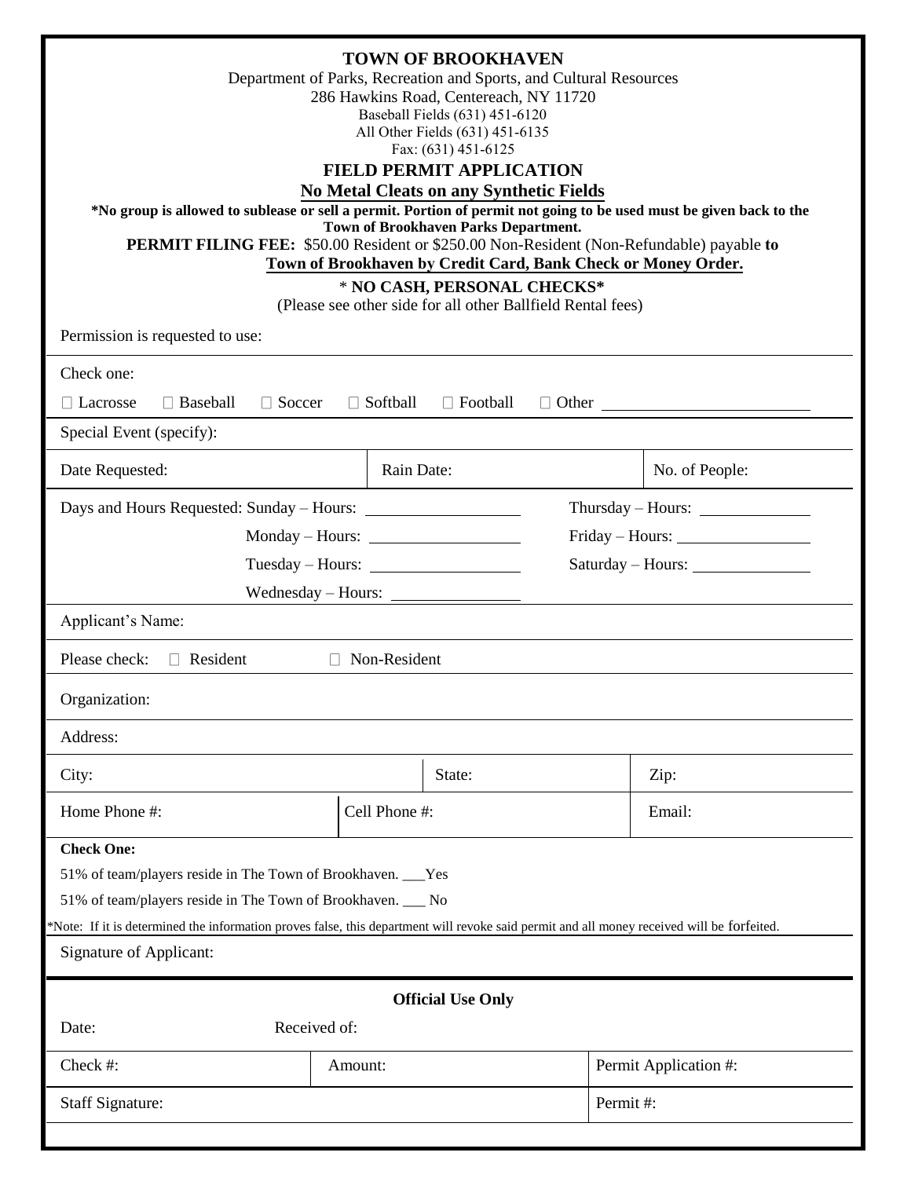# TOWN OF BROOKHAVEN

Department of Parks, Recreation and Sports, and Cultural Resources
286 Hawkins Road, Centereach, NY 11720
Baseball Fields (631) 451-6120
All Other Fields (631) 451-6135
Fax: (631) 451-6125

## FIELD PERMIT APPLICATION

**No Metal Cleats on any Synthetic Fields**

**\*No group is allowed to sublease or sell a permit. Portion of permit not going to be used must be given back to the Town of Brookhaven Parks Department.**

**PERMIT FILING FEE:** $50.00 Resident or $250.00 Non-Resident (Non-Refundable) payable **to Town of Brookhaven by Credit Card, Bank Check or Money Order.**

\* **NO CASH, PERSONAL CHECKS\***
(Please see other side for all other Ballfield Rental fees)

Permission is requested to use:

Check one:

☐ Lacrosse ☐ Baseball ☐ Soccer ☐ Softball ☐ Football ☐ Other ______________

Special Event (specify):

| Date Requested: | Rain Date: | No. of People: |
|---|---|---|

Days and Hours Requested:

- Sunday – Hours: ______________
- Monday – Hours: ______________
- Tuesday – Hours: ______________
- Wednesday – Hours: ______________
- Thursday – Hours: ______________
- Friday – Hours: ______________
- Saturday – Hours: ______________

Applicant's Name:

Please check: ☐ Resident ☐ Non-Resident

Organization:

Address:

| City: | State: | Zip: |
|---|---|---|
| **Home Phone #:** | **Cell Phone #:** | **Email:** |

**Check One:**

51% of team/players reside in The Town of Brookhaven. ___Yes

51% of team/players reside in The Town of Brookhaven. ___ No

\*Note: If it is determined the information proves false, this department will revoke said permit and all money received will be forfeited.

Signature of Applicant:

### Official Use Only

Date: Received of:

| Check #: | Amount: | Permit Application #: |
|---|---|---|
| Staff Signature: | | Permit #: |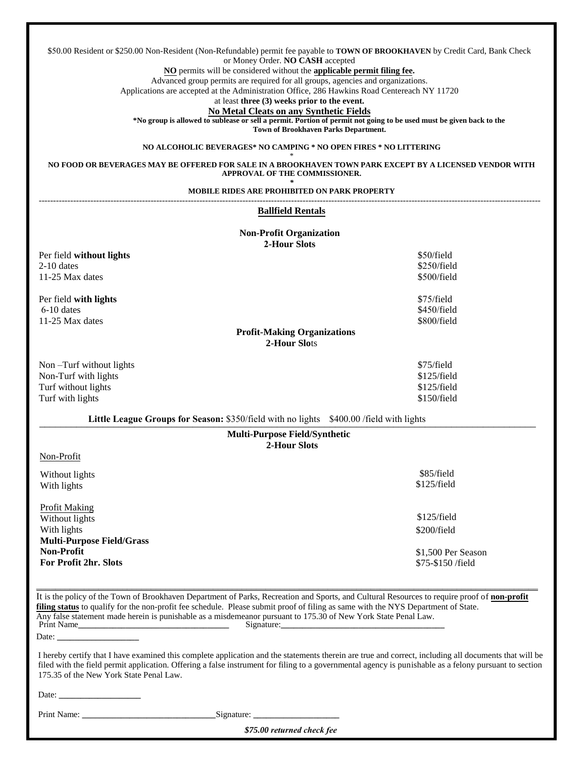$50.00 Resident or $250.00 Non-Resident (Non-Refundable) permit fee payable to **TOWN OF BROOKHAVEN** by Credit Card, Bank Check or Money Order. **NO CASH** accepted

**NO** permits will be considered without the **applicable permit filing fee.**

Advanced group permits are required for all groups, agencies and organizations.

Applications are accepted at the Administration Office, 286 Hawkins Road Centereach NY 11720

at least **three (3) weeks prior to the event.**

**No Metal Cleats on any Synthetic Fields**

**\*No group is allowed to sublease or sell a permit. Portion of permit not going to be used must be given back to the Town of Brookhaven Parks Department.**

**NO ALCOHOLIC BEVERAGES\* NO CAMPING \* NO OPEN FIRES \* NO LITTERING**

\*

**NO FOOD OR BEVERAGES MAY BE OFFERED FOR SALE IN A BROOKHAVEN TOWN PARK EXCEPT BY A LICENSED VENDOR WITH APPROVAL OF THE COMMISSIONER.**

**\***

**MOBILE RIDES ARE PROHIBITED ON PARK PROPERTY**

---

## Ballfield Rentals

### Non-Profit Organization
**2-Hour Slots**

| | |
|---|---|
| Per field **without lights** | $50/field |
| 2-10 dates | $250/field |
| 11-25 Max dates | $500/field |
| Per field **with lights** | $75/field |
| 6-10 dates | $450/field |
| 11-25 Max dates | $800/field |

### Profit-Making Organizations
**2-Hour Slots**

| | |
|---|---|
| Non –Turf without lights | $75/field |
| Non-Turf with lights | $125/field |
| Turf without lights | $125/field |
| Turf with lights | $150/field |

**Little League Groups for Season:** $350/field with no lights $400.00 /field with lights

### Multi-Purpose Field/Synthetic
**2-Hour Slots**

| | |
|---|---|
| Non-Profit | |
| Without lights | $85/field |
| With lights | $125/field |
| Profit Making | |
| Without lights | $125/field |
| With lights | $200/field |
| **Multi-Purpose Field/Grass** | |
| **Non-Profit** | $1,500 Per Season |
| **For Profit 2hr. Slots** | $75-$150 /field |

---

It is the policy of the Town of Brookhaven Department of Parks, Recreation and Sports, and Cultural Resources to require proof of **non-profit filing status** to qualify for the non-profit fee schedule. Please submit proof of filing as same with the NYS Department of State. Any false statement made herein is punishable as a misdemeanor pursuant to 175.30 of New York State Penal Law.

Print Name___________________________________ Signature:_____________________________________

Date: ___________________

I hereby certify that I have examined this complete application and the statements therein are true and correct, including all documents that will be filed with the field permit application. Offering a false instrument for filing to a governmental agency is punishable as a felony pursuant to section 175.35 of the New York State Penal Law.

Date: ___________________

Print Name: _______________________________Signature: ____________________

***$75.00 returned check fee***